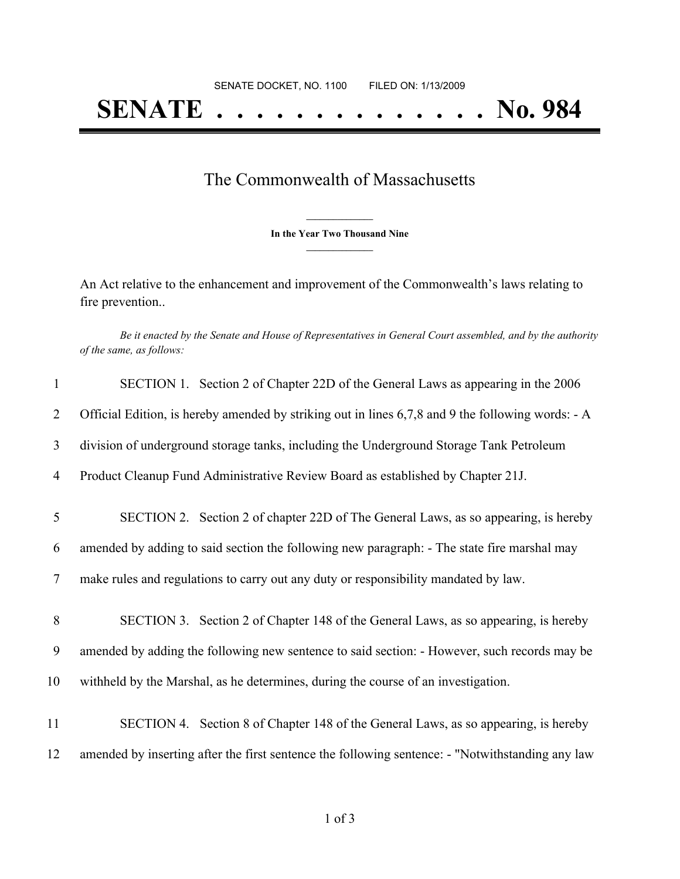SENATE DOCKET, NO. 1100        FILED ON: 1/13/2009

# SENATE . . . . . . . . . . . . . . No. 984

## The Commonwealth of Massachusetts

**In the Year Two Thousand Nine**

An Act relative to the enhancement and improvement of the Commonwealth's laws relating to fire prevention..

*Be it enacted by the Senate and House of Representatives in General Court assembled, and by the authority of the same, as follows:*

1 SECTION 1. Section 2 of Chapter 22D of the General Laws as appearing in the 2006
2 Official Edition, is hereby amended by striking out in lines 6,7,8 and 9 the following words: - A
3 division of underground storage tanks, including the Underground Storage Tank Petroleum
4 Product Cleanup Fund Administrative Review Board as established by Chapter 21J.

5 SECTION 2. Section 2 of chapter 22D of The General Laws, as so appearing, is hereby
6 amended by adding to said section the following new paragraph: - The state fire marshal may
7 make rules and regulations to carry out any duty or responsibility mandated by law.

8 SECTION 3. Section 2 of Chapter 148 of the General Laws, as so appearing, is hereby
9 amended by adding the following new sentence to said section: - However, such records may be
10 withheld by the Marshal, as he determines, during the course of an investigation.

11 SECTION 4. Section 8 of Chapter 148 of the General Laws, as so appearing, is hereby
12 amended by inserting after the first sentence the following sentence: - "Notwithstanding any law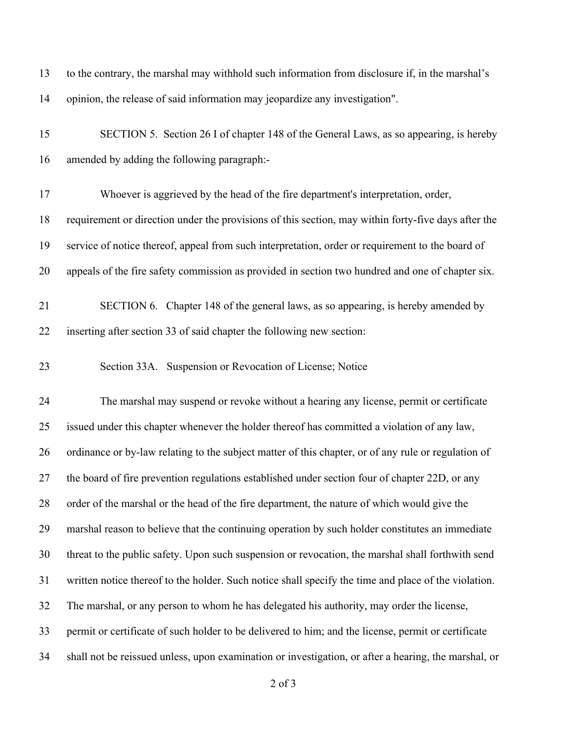to the contrary, the marshal may withhold such information from disclosure if, in the marshal's opinion, the release of said information may jeopardize any investigation".

SECTION 5. Section 26 I of chapter 148 of the General Laws, as so appearing, is hereby amended by adding the following paragraph:-

Whoever is aggrieved by the head of the fire department's interpretation, order, requirement or direction under the provisions of this section, may within forty-five days after the service of notice thereof, appeal from such interpretation, order or requirement to the board of appeals of the fire safety commission as provided in section two hundred and one of chapter six.

SECTION 6. Chapter 148 of the general laws, as so appearing, is hereby amended by inserting after section 33 of said chapter the following new section:

Section 33A. Suspension or Revocation of License; Notice

The marshal may suspend or revoke without a hearing any license, permit or certificate issued under this chapter whenever the holder thereof has committed a violation of any law, ordinance or by-law relating to the subject matter of this chapter, or of any rule or regulation of the board of fire prevention regulations established under section four of chapter 22D, or any order of the marshal or the head of the fire department, the nature of which would give the marshal reason to believe that the continuing operation by such holder constitutes an immediate threat to the public safety. Upon such suspension or revocation, the marshal shall forthwith send written notice thereof to the holder. Such notice shall specify the time and place of the violation. The marshal, or any person to whom he has delegated his authority, may order the license, permit or certificate of such holder to be delivered to him; and the license, permit or certificate shall not be reissued unless, upon examination or investigation, or after a hearing, the marshal, or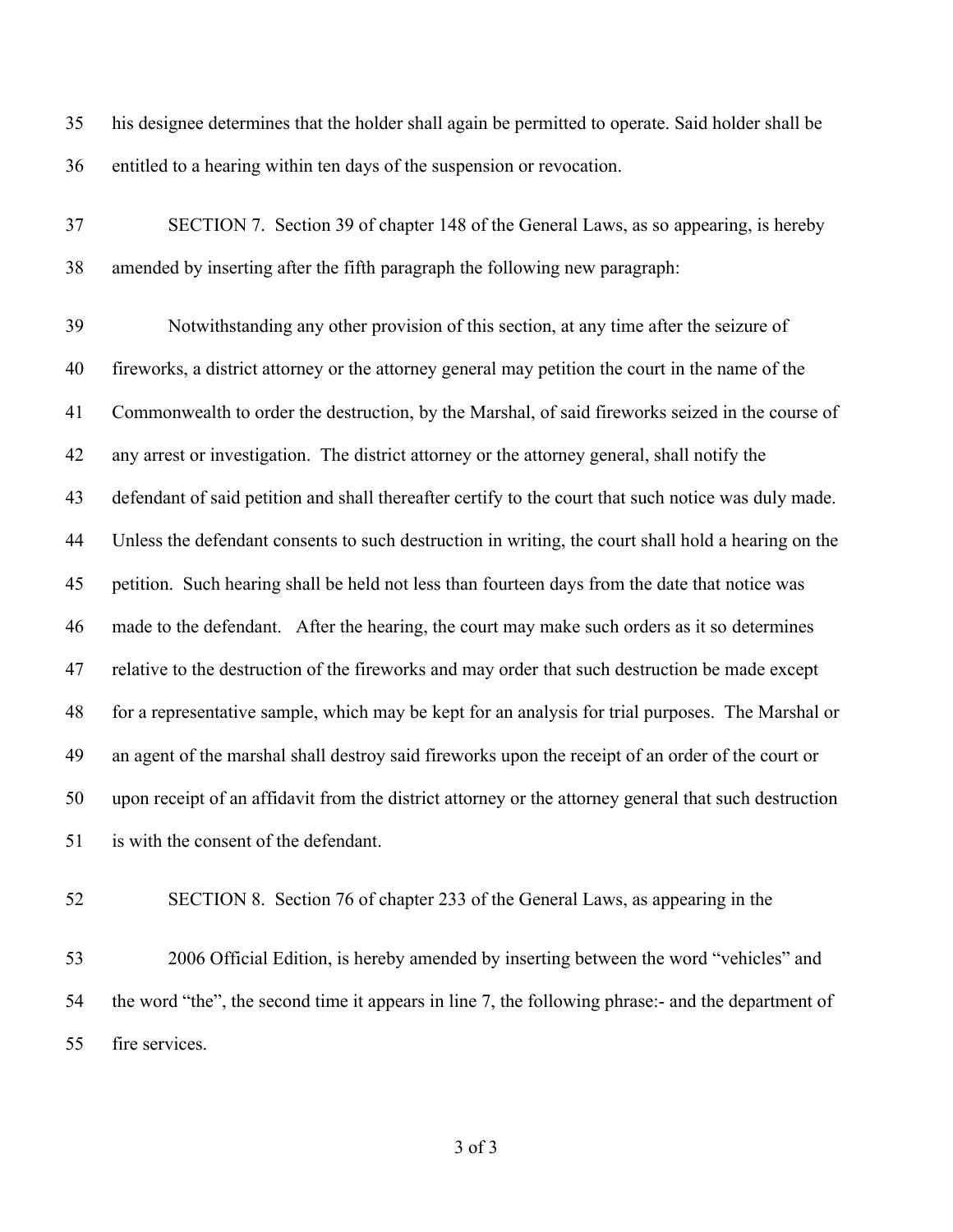his designee determines that the holder shall again be permitted to operate. Said holder shall be entitled to a hearing within ten days of the suspension or revocation.

SECTION 7. Section 39 of chapter 148 of the General Laws, as so appearing, is hereby amended by inserting after the fifth paragraph the following new paragraph:

Notwithstanding any other provision of this section, at any time after the seizure of fireworks, a district attorney or the attorney general may petition the court in the name of the Commonwealth to order the destruction, by the Marshal, of said fireworks seized in the course of any arrest or investigation. The district attorney or the attorney general, shall notify the defendant of said petition and shall thereafter certify to the court that such notice was duly made. Unless the defendant consents to such destruction in writing, the court shall hold a hearing on the petition. Such hearing shall be held not less than fourteen days from the date that notice was made to the defendant. After the hearing, the court may make such orders as it so determines relative to the destruction of the fireworks and may order that such destruction be made except for a representative sample, which may be kept for an analysis for trial purposes. The Marshal or an agent of the marshal shall destroy said fireworks upon the receipt of an order of the court or upon receipt of an affidavit from the district attorney or the attorney general that such destruction is with the consent of the defendant.

SECTION 8. Section 76 of chapter 233 of the General Laws, as appearing in the 2006 Official Edition, is hereby amended by inserting between the word "vehicles" and the word "the", the second time it appears in line 7, the following phrase:- and the department of fire services.